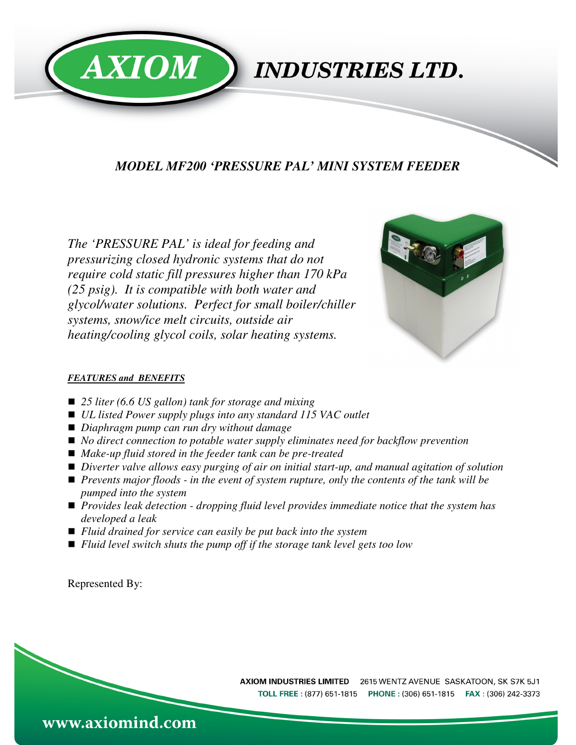# AXIOM INDUSTRIES LTD.

## *MODEL MF200 'PRESSURE PAL' MINI SYSTEM FEEDER*

*The 'PRESSURE PAL' is ideal for feeding and pressurizing closed hydronic systems that do not require cold static fill pressures higher than 170 kPa (25 psig). It is compatible with both water and glycol/water solutions. Perfect for small boiler/chiller systems, snow/ice melt circuits, outside air heating/cooling glycol coils, solar heating systems.*

### ***FEATURES and BENEFITS***

- *25 liter (6.6 US gallon) tank for storage and mixing*
- *UL listed Power supply plugs into any standard 115 VAC outlet*
- *Diaphragm pump can run dry without damage*
- *No direct connection to potable water supply eliminates need for backflow prevention*
- *Make-up fluid stored in the feeder tank can be pre-treated*
- *Diverter valve allows easy purging of air on initial start-up, and manual agitation of solution*
- *Prevents major floods - in the event of system rupture, only the contents of the tank will be pumped into the system*
- *Provides leak detection - dropping fluid level provides immediate notice that the system has developed a leak*
- *Fluid drained for service can easily be put back into the system*
- *Fluid level switch shuts the pump off if the storage tank level gets too low*

Represented By:

**AXIOM INDUSTRIES LIMITED** 2615 WENTZ AVENUE SASKATOON, SK S7K 5J1
**TOLL FREE :** (877) 651-1815 **PHONE :** (306) 651-1815 **FAX :** (306) 242-3373

**www.axiomind.com**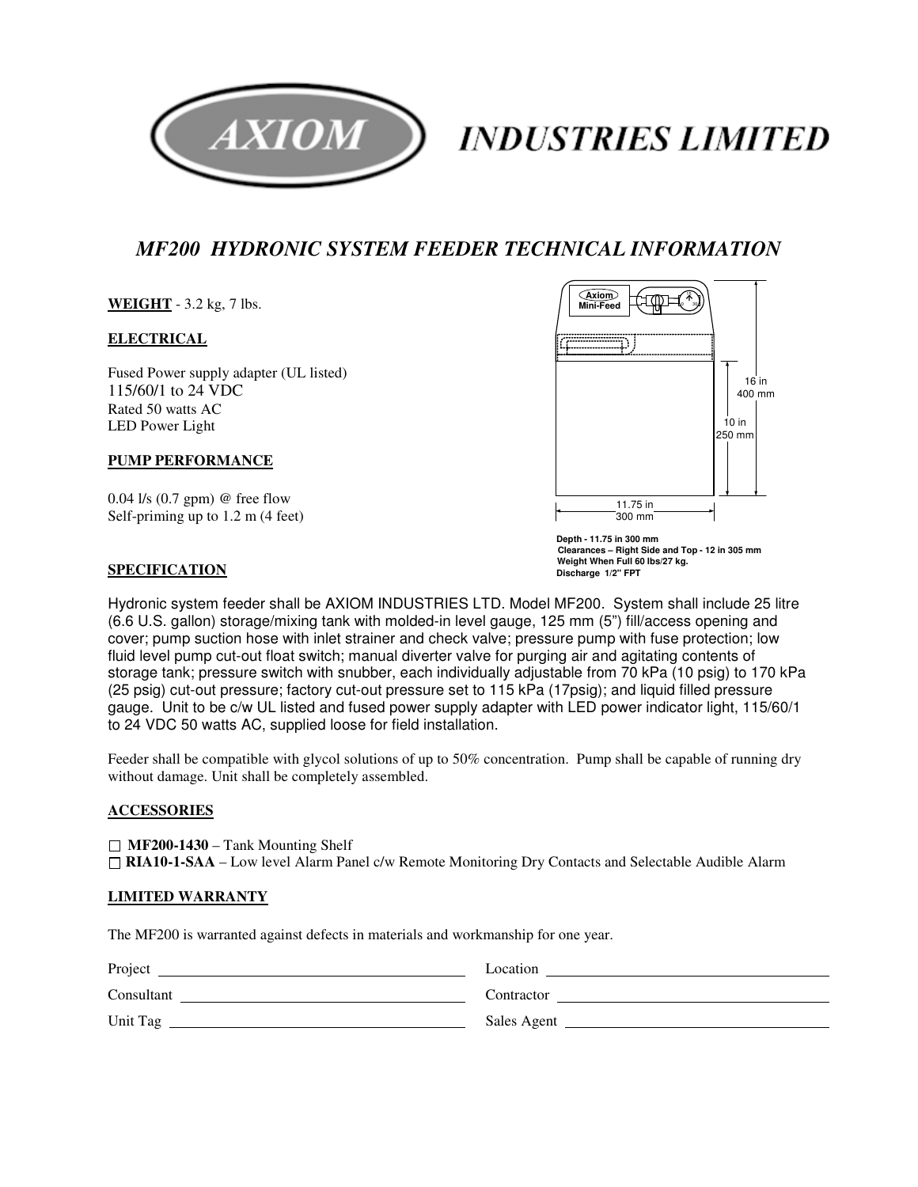# AXIOM INDUSTRIES LIMITED

## *MF200 HYDRONIC SYSTEM FEEDER TECHNICAL INFORMATION*

**WEIGHT** - 3.2 kg, 7 lbs.

**ELECTRICAL**

Fused Power supply adapter (UL listed)
115/60/1 to 24 VDC
Rated 50 watts AC
LED Power Light

**PUMP PERFORMANCE**

0.04 l/s (0.7 gpm) @ free flow
Self-priming up to 1.2 m (4 feet)

Axiom
Mini-Feed

16 in
400 mm

10 in
250 mm

11.75 in
300 mm

**Depth - 11.75 in 300 mm**
**Clearances – Right Side and Top - 12 in 305 mm**
**Weight When Full 60 lbs/27 kg.**
**Discharge 1/2" FPT**

**SPECIFICATION**

Hydronic system feeder shall be AXIOM INDUSTRIES LTD. Model MF200. System shall include 25 litre (6.6 U.S. gallon) storage/mixing tank with molded-in level gauge, 125 mm (5") fill/access opening and cover; pump suction hose with inlet strainer and check valve; pressure pump with fuse protection; low fluid level pump cut-out float switch; manual diverter valve for purging air and agitating contents of storage tank; pressure switch with snubber, each individually adjustable from 70 kPa (10 psig) to 170 kPa (25 psig) cut-out pressure; factory cut-out pressure set to 115 kPa (17psig); and liquid filled pressure gauge. Unit to be c/w UL listed and fused power supply adapter with LED power indicator light, 115/60/1 to 24 VDC 50 watts AC, supplied loose for field installation.

Feeder shall be compatible with glycol solutions of up to 50% concentration. Pump shall be capable of running dry without damage. Unit shall be completely assembled.

**ACCESSORIES**

☐ **MF200-1430** – Tank Mounting Shelf
☐ **RIA10-1-SAA** – Low level Alarm Panel c/w Remote Monitoring Dry Contacts and Selectable Audible Alarm

**LIMITED WARRANTY**

The MF200 is warranted against defects in materials and workmanship for one year.

Project ______________________ Location ______________________

Consultant ______________________ Contractor ______________________

Unit Tag ______________________ Sales Agent ______________________